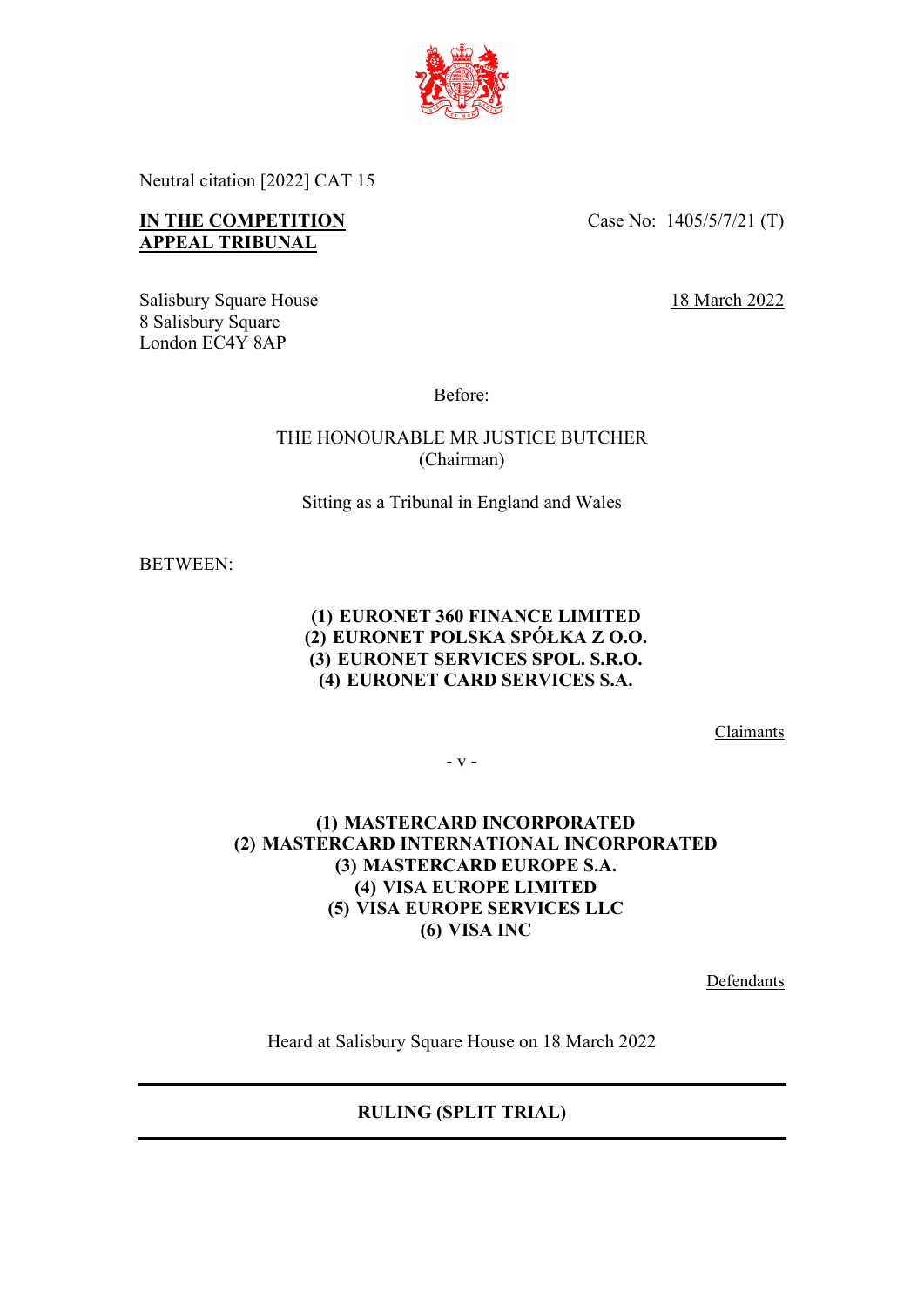Neutral citation [2022] CAT 15

**IN THE COMPETITION APPEAL TRIBUNAL**

Case No: 1405/5/7/21 (T)

Salisbury Square House
8 Salisbury Square
London EC4Y 8AP

18 March 2022

Before:

THE HONOURABLE MR JUSTICE BUTCHER
(Chairman)

Sitting as a Tribunal in England and Wales

BETWEEN:

**(1) EURONET 360 FINANCE LIMITED**
**(2) EURONET POLSKA SPÓŁKA Z O.O.**
**(3) EURONET SERVICES SPOL. S.R.O.**
**(4) EURONET CARD SERVICES S.A.**

Claimants

\- v -

**(1) MASTERCARD INCORPORATED**
**(2) MASTERCARD INTERNATIONAL INCORPORATED**
**(3) MASTERCARD EUROPE S.A.**
**(4) VISA EUROPE LIMITED**
**(5) VISA EUROPE SERVICES LLC**
**(6) VISA INC**

Defendants

Heard at Salisbury Square House on 18 March 2022

---

**RULING (SPLIT TRIAL)**

---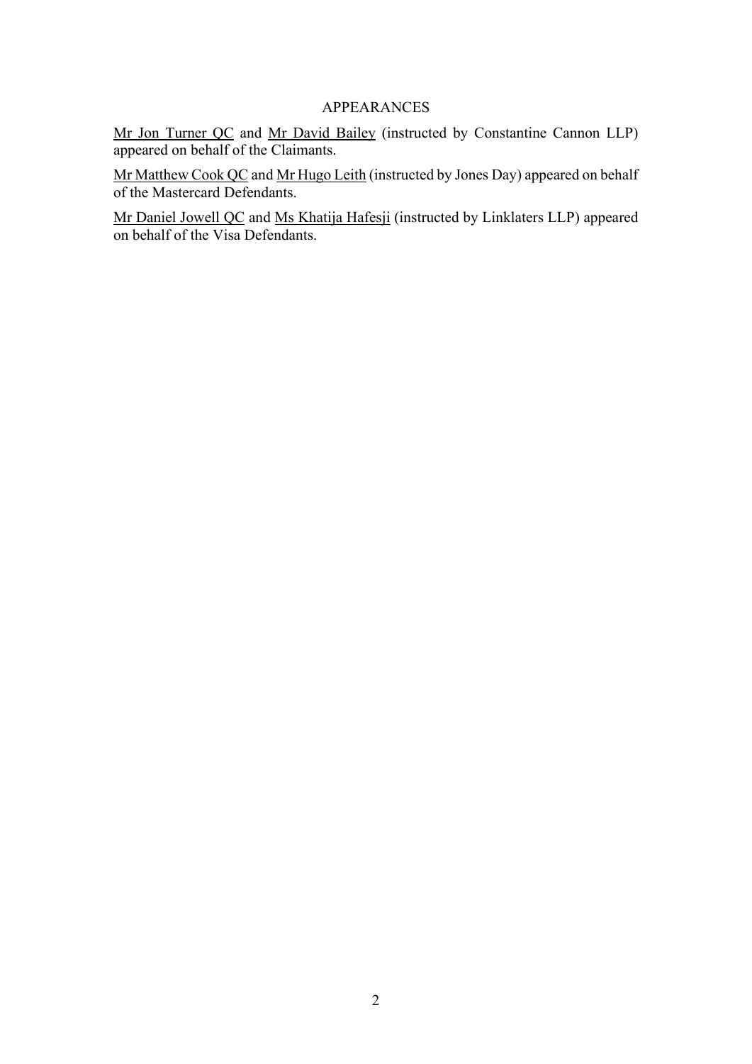APPEARANCES

Mr Jon Turner QC and Mr David Bailey (instructed by Constantine Cannon LLP) appeared on behalf of the Claimants.

Mr Matthew Cook QC and Mr Hugo Leith (instructed by Jones Day) appeared on behalf of the Mastercard Defendants.

Mr Daniel Jowell QC and Ms Khatija Hafesji (instructed by Linklaters LLP) appeared on behalf of the Visa Defendants.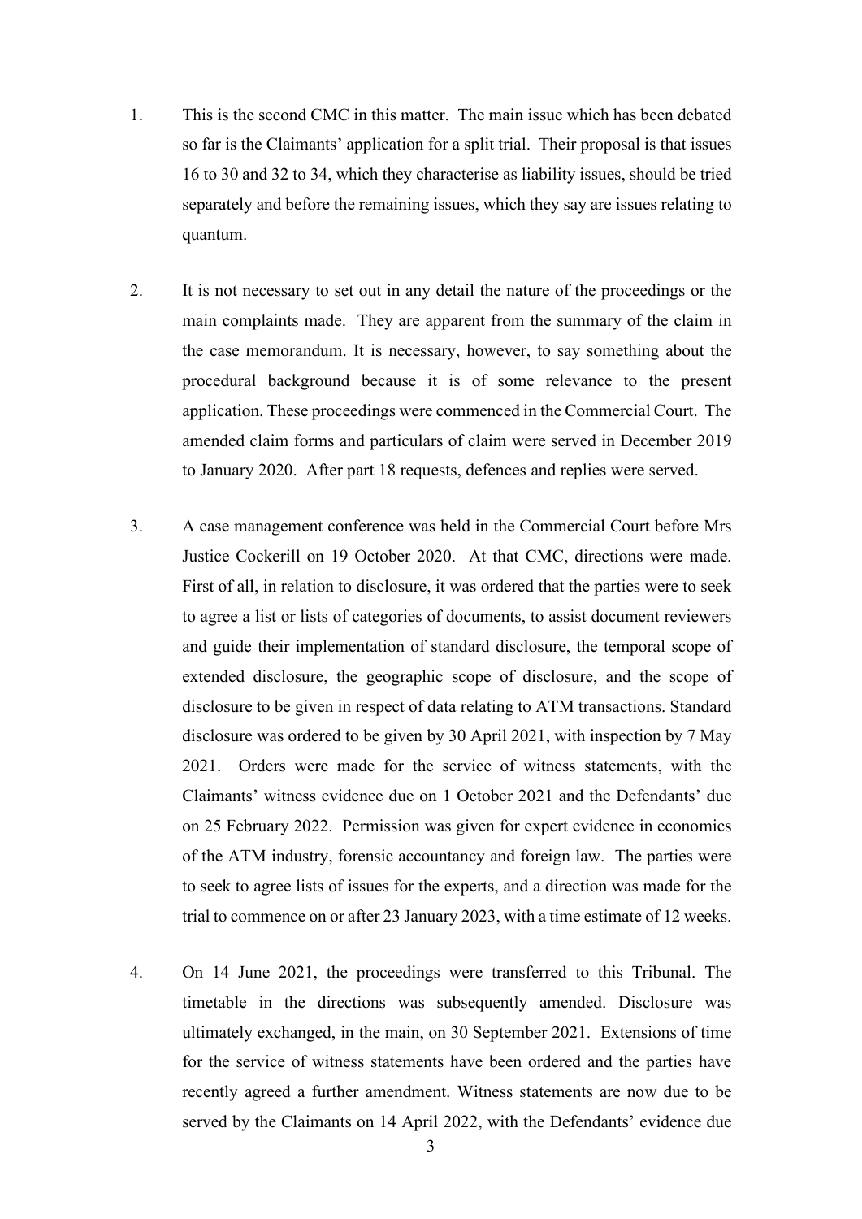1. This is the second CMC in this matter. The main issue which has been debated so far is the Claimants' application for a split trial. Their proposal is that issues 16 to 30 and 32 to 34, which they characterise as liability issues, should be tried separately and before the remaining issues, which they say are issues relating to quantum.

2. It is not necessary to set out in any detail the nature of the proceedings or the main complaints made. They are apparent from the summary of the claim in the case memorandum. It is necessary, however, to say something about the procedural background because it is of some relevance to the present application. These proceedings were commenced in the Commercial Court. The amended claim forms and particulars of claim were served in December 2019 to January 2020. After part 18 requests, defences and replies were served.

3. A case management conference was held in the Commercial Court before Mrs Justice Cockerill on 19 October 2020. At that CMC, directions were made. First of all, in relation to disclosure, it was ordered that the parties were to seek to agree a list or lists of categories of documents, to assist document reviewers and guide their implementation of standard disclosure, the temporal scope of extended disclosure, the geographic scope of disclosure, and the scope of disclosure to be given in respect of data relating to ATM transactions. Standard disclosure was ordered to be given by 30 April 2021, with inspection by 7 May 2021. Orders were made for the service of witness statements, with the Claimants' witness evidence due on 1 October 2021 and the Defendants' due on 25 February 2022. Permission was given for expert evidence in economics of the ATM industry, forensic accountancy and foreign law. The parties were to seek to agree lists of issues for the experts, and a direction was made for the trial to commence on or after 23 January 2023, with a time estimate of 12 weeks.

4. On 14 June 2021, the proceedings were transferred to this Tribunal. The timetable in the directions was subsequently amended. Disclosure was ultimately exchanged, in the main, on 30 September 2021. Extensions of time for the service of witness statements have been ordered and the parties have recently agreed a further amendment. Witness statements are now due to be served by the Claimants on 14 April 2022, with the Defendants' evidence due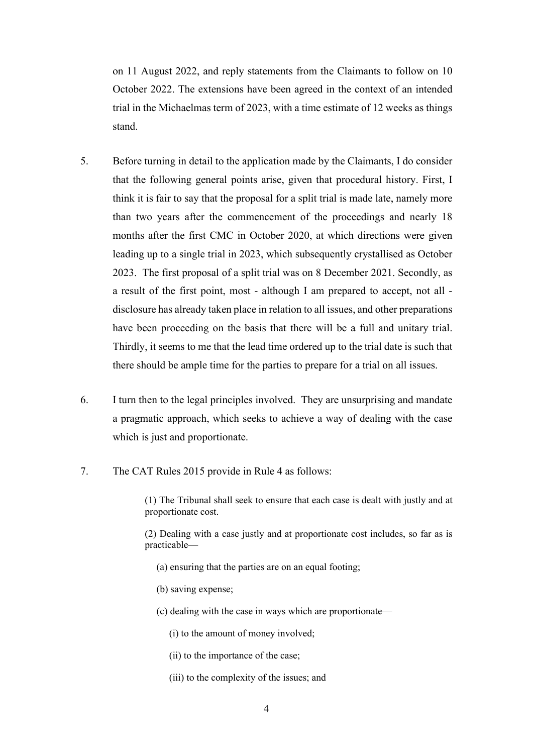on 11 August 2022, and reply statements from the Claimants to follow on 10 October 2022. The extensions have been agreed in the context of an intended trial in the Michaelmas term of 2023, with a time estimate of 12 weeks as things stand.

5. Before turning in detail to the application made by the Claimants, I do consider that the following general points arise, given that procedural history. First, I think it is fair to say that the proposal for a split trial is made late, namely more than two years after the commencement of the proceedings and nearly 18 months after the first CMC in October 2020, at which directions were given leading up to a single trial in 2023, which subsequently crystallised as October 2023. The first proposal of a split trial was on 8 December 2021. Secondly, as a result of the first point, most - although I am prepared to accept, not all - disclosure has already taken place in relation to all issues, and other preparations have been proceeding on the basis that there will be a full and unitary trial. Thirdly, it seems to me that the lead time ordered up to the trial date is such that there should be ample time for the parties to prepare for a trial on all issues.

6. I turn then to the legal principles involved. They are unsurprising and mandate a pragmatic approach, which seeks to achieve a way of dealing with the case which is just and proportionate.

7. The CAT Rules 2015 provide in Rule 4 as follows:

> (1) The Tribunal shall seek to ensure that each case is dealt with justly and at proportionate cost.
>
> (2) Dealing with a case justly and at proportionate cost includes, so far as is practicable—
>
> (a) ensuring that the parties are on an equal footing;
>
> (b) saving expense;
>
> (c) dealing with the case in ways which are proportionate—
>
> (i) to the amount of money involved;
>
> (ii) to the importance of the case;
>
> (iii) to the complexity of the issues; and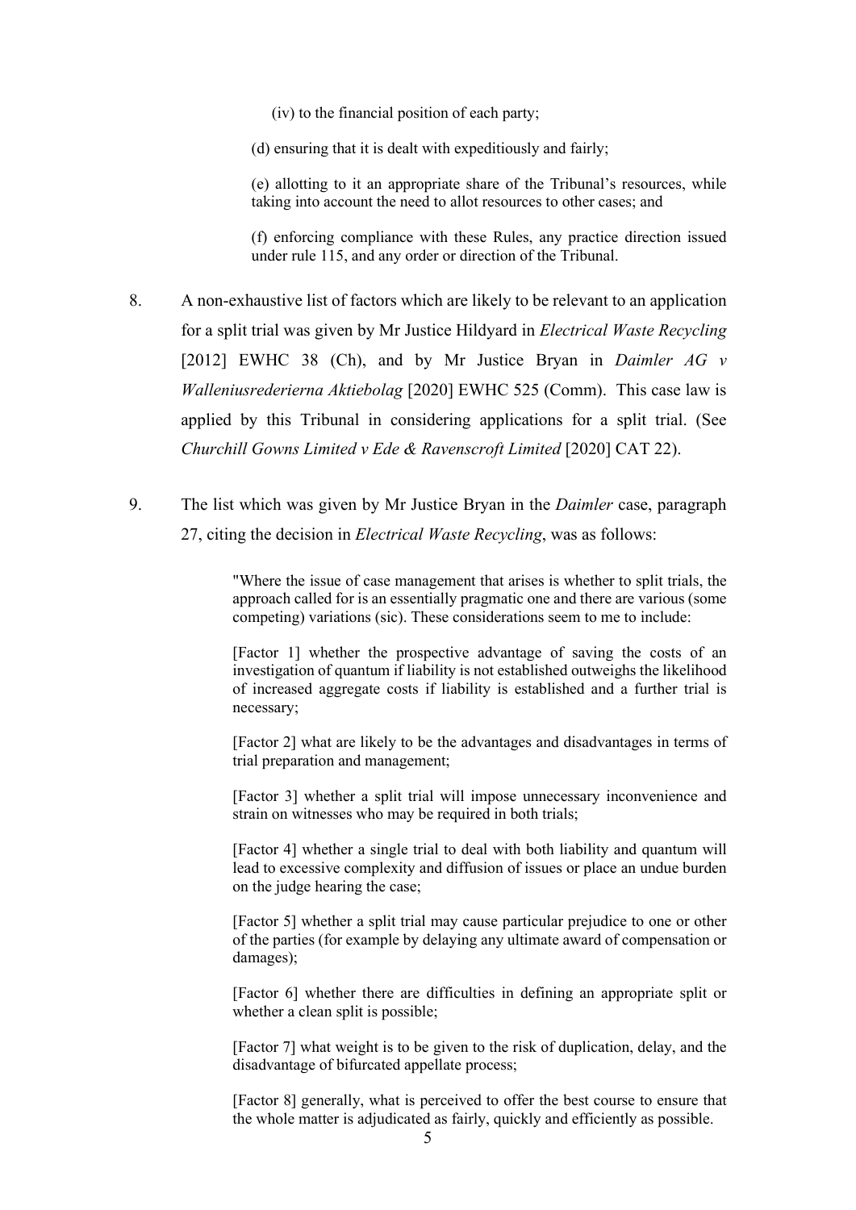(iv) to the financial position of each party;

(d) ensuring that it is dealt with expeditiously and fairly;

(e) allotting to it an appropriate share of the Tribunal's resources, while taking into account the need to allot resources to other cases; and

(f) enforcing compliance with these Rules, any practice direction issued under rule 115, and any order or direction of the Tribunal.

8. A non-exhaustive list of factors which are likely to be relevant to an application for a split trial was given by Mr Justice Hildyard in *Electrical Waste Recycling* [2012] EWHC 38 (Ch), and by Mr Justice Bryan in *Daimler AG v Walleniusrederierna Aktiebolag* [2020] EWHC 525 (Comm). This case law is applied by this Tribunal in considering applications for a split trial. (See *Churchill Gowns Limited v Ede & Ravenscroft Limited* [2020] CAT 22).

9. The list which was given by Mr Justice Bryan in the *Daimler* case, paragraph 27, citing the decision in *Electrical Waste Recycling*, was as follows:

> "Where the issue of case management that arises is whether to split trials, the approach called for is an essentially pragmatic one and there are various (some competing) variations (sic). These considerations seem to me to include:
>
> [Factor 1] whether the prospective advantage of saving the costs of an investigation of quantum if liability is not established outweighs the likelihood of increased aggregate costs if liability is established and a further trial is necessary;
>
> [Factor 2] what are likely to be the advantages and disadvantages in terms of trial preparation and management;
>
> [Factor 3] whether a split trial will impose unnecessary inconvenience and strain on witnesses who may be required in both trials;
>
> [Factor 4] whether a single trial to deal with both liability and quantum will lead to excessive complexity and diffusion of issues or place an undue burden on the judge hearing the case;
>
> [Factor 5] whether a split trial may cause particular prejudice to one or other of the parties (for example by delaying any ultimate award of compensation or damages);
>
> [Factor 6] whether there are difficulties in defining an appropriate split or whether a clean split is possible;
>
> [Factor 7] what weight is to be given to the risk of duplication, delay, and the disadvantage of bifurcated appellate process;
>
> [Factor 8] generally, what is perceived to offer the best course to ensure that the whole matter is adjudicated as fairly, quickly and efficiently as possible.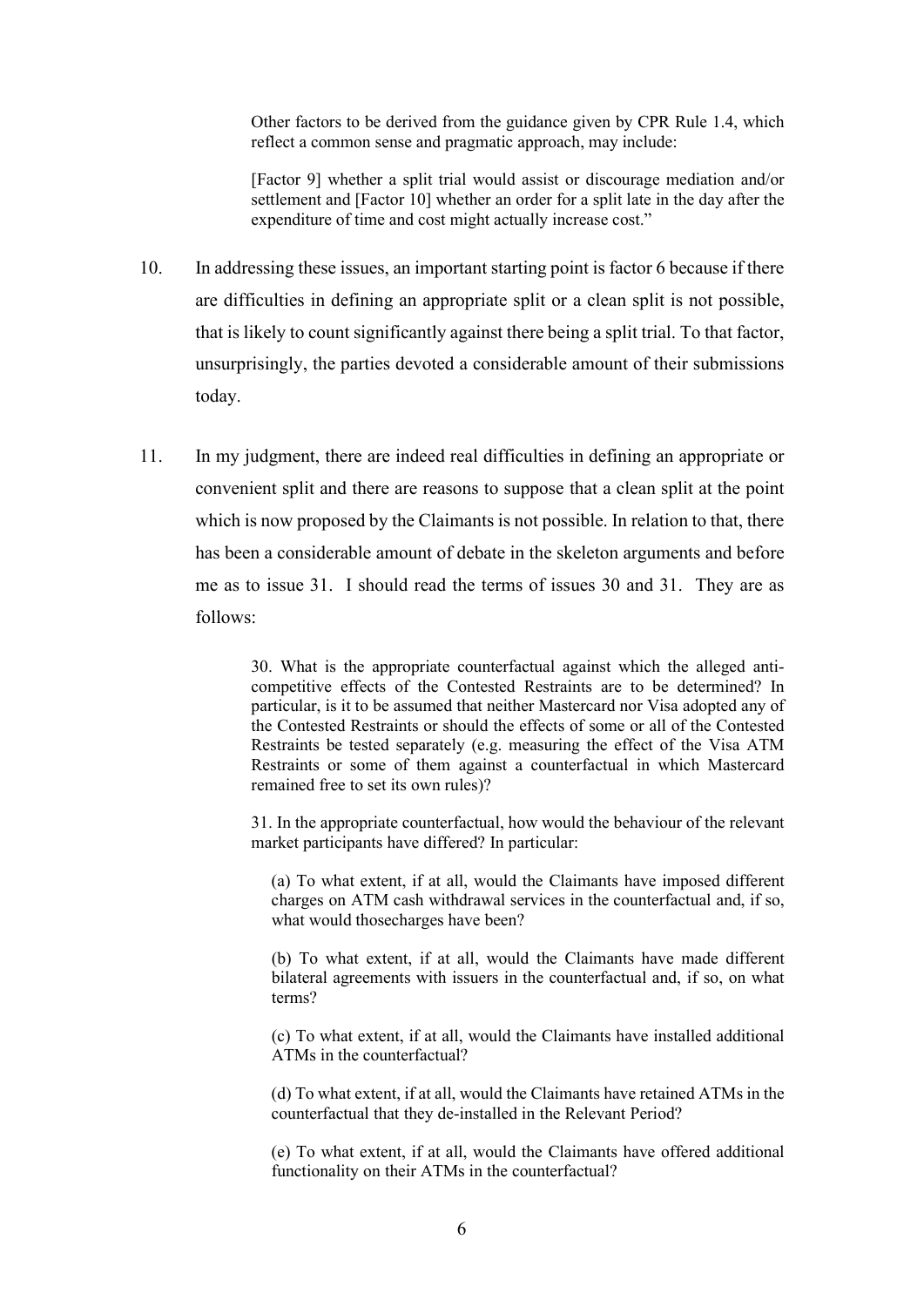> Other factors to be derived from the guidance given by CPR Rule 1.4, which reflect a common sense and pragmatic approach, may include:
>
> [Factor 9] whether a split trial would assist or discourage mediation and/or settlement and [Factor 10] whether an order for a split late in the day after the expenditure of time and cost might actually increase cost."

10. In addressing these issues, an important starting point is factor 6 because if there are difficulties in defining an appropriate split or a clean split is not possible, that is likely to count significantly against there being a split trial. To that factor, unsurprisingly, the parties devoted a considerable amount of their submissions today.

11. In my judgment, there are indeed real difficulties in defining an appropriate or convenient split and there are reasons to suppose that a clean split at the point which is now proposed by the Claimants is not possible. In relation to that, there has been a considerable amount of debate in the skeleton arguments and before me as to issue 31. I should read the terms of issues 30 and 31. They are as follows:

> 30. What is the appropriate counterfactual against which the alleged anti-competitive effects of the Contested Restraints are to be determined? In particular, is it to be assumed that neither Mastercard nor Visa adopted any of the Contested Restraints or should the effects of some or all of the Contested Restraints be tested separately (e.g. measuring the effect of the Visa ATM Restraints or some of them against a counterfactual in which Mastercard remained free to set its own rules)?
>
> 31. In the appropriate counterfactual, how would the behaviour of the relevant market participants have differed? In particular:
>
> (a) To what extent, if at all, would the Claimants have imposed different charges on ATM cash withdrawal services in the counterfactual and, if so, what would thosecharges have been?
>
> (b) To what extent, if at all, would the Claimants have made different bilateral agreements with issuers in the counterfactual and, if so, on what terms?
>
> (c) To what extent, if at all, would the Claimants have installed additional ATMs in the counterfactual?
>
> (d) To what extent, if at all, would the Claimants have retained ATMs in the counterfactual that they de-installed in the Relevant Period?
>
> (e) To what extent, if at all, would the Claimants have offered additional functionality on their ATMs in the counterfactual?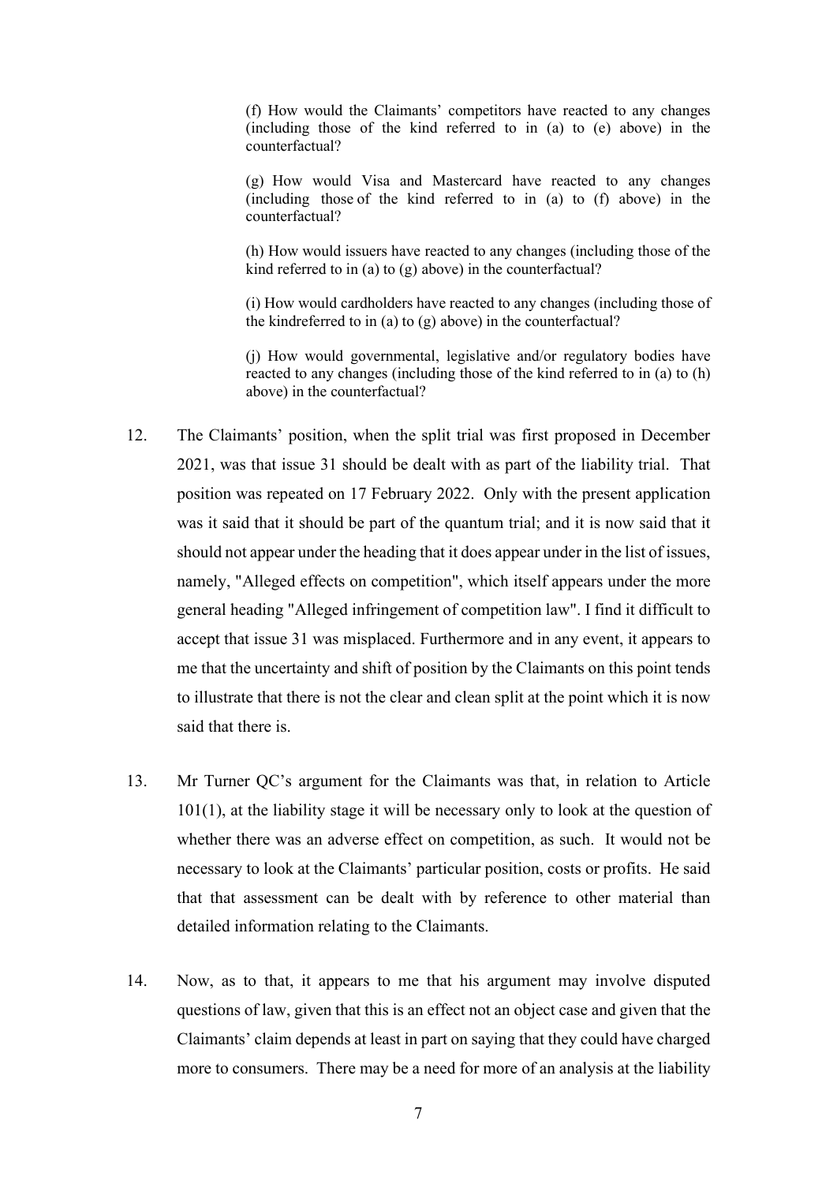> (f) How would the Claimants' competitors have reacted to any changes (including those of the kind referred to in (a) to (e) above) in the counterfactual?
>
> (g) How would Visa and Mastercard have reacted to any changes (including those of the kind referred to in (a) to (f) above) in the counterfactual?
>
> (h) How would issuers have reacted to any changes (including those of the kind referred to in (a) to (g) above) in the counterfactual?
>
> (i) How would cardholders have reacted to any changes (including those of the kindreferred to in (a) to (g) above) in the counterfactual?
>
> (j) How would governmental, legislative and/or regulatory bodies have reacted to any changes (including those of the kind referred to in (a) to (h) above) in the counterfactual?

12. The Claimants' position, when the split trial was first proposed in December 2021, was that issue 31 should be dealt with as part of the liability trial. That position was repeated on 17 February 2022. Only with the present application was it said that it should be part of the quantum trial; and it is now said that it should not appear under the heading that it does appear under in the list of issues, namely, "Alleged effects on competition", which itself appears under the more general heading "Alleged infringement of competition law". I find it difficult to accept that issue 31 was misplaced. Furthermore and in any event, it appears to me that the uncertainty and shift of position by the Claimants on this point tends to illustrate that there is not the clear and clean split at the point which it is now said that there is.

13. Mr Turner QC's argument for the Claimants was that, in relation to Article 101(1), at the liability stage it will be necessary only to look at the question of whether there was an adverse effect on competition, as such. It would not be necessary to look at the Claimants' particular position, costs or profits. He said that that assessment can be dealt with by reference to other material than detailed information relating to the Claimants.

14. Now, as to that, it appears to me that his argument may involve disputed questions of law, given that this is an effect not an object case and given that the Claimants' claim depends at least in part on saying that they could have charged more to consumers. There may be a need for more of an analysis at the liability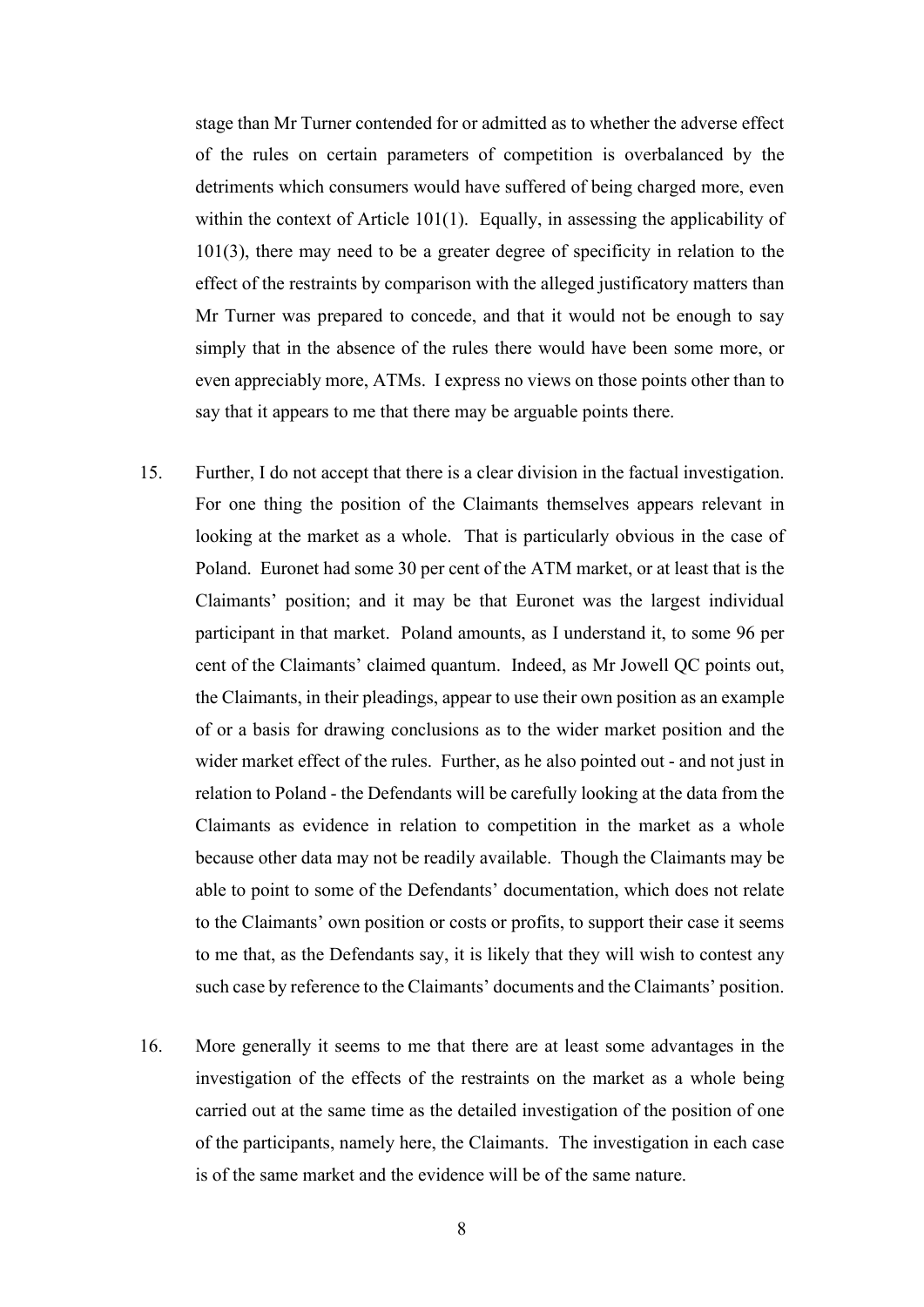stage than Mr Turner contended for or admitted as to whether the adverse effect of the rules on certain parameters of competition is overbalanced by the detriments which consumers would have suffered of being charged more, even within the context of Article 101(1). Equally, in assessing the applicability of 101(3), there may need to be a greater degree of specificity in relation to the effect of the restraints by comparison with the alleged justificatory matters than Mr Turner was prepared to concede, and that it would not be enough to say simply that in the absence of the rules there would have been some more, or even appreciably more, ATMs. I express no views on those points other than to say that it appears to me that there may be arguable points there.

15. Further, I do not accept that there is a clear division in the factual investigation. For one thing the position of the Claimants themselves appears relevant in looking at the market as a whole. That is particularly obvious in the case of Poland. Euronet had some 30 per cent of the ATM market, or at least that is the Claimants' position; and it may be that Euronet was the largest individual participant in that market. Poland amounts, as I understand it, to some 96 per cent of the Claimants' claimed quantum. Indeed, as Mr Jowell QC points out, the Claimants, in their pleadings, appear to use their own position as an example of or a basis for drawing conclusions as to the wider market position and the wider market effect of the rules. Further, as he also pointed out - and not just in relation to Poland - the Defendants will be carefully looking at the data from the Claimants as evidence in relation to competition in the market as a whole because other data may not be readily available. Though the Claimants may be able to point to some of the Defendants' documentation, which does not relate to the Claimants' own position or costs or profits, to support their case it seems to me that, as the Defendants say, it is likely that they will wish to contest any such case by reference to the Claimants' documents and the Claimants' position.

16. More generally it seems to me that there are at least some advantages in the investigation of the effects of the restraints on the market as a whole being carried out at the same time as the detailed investigation of the position of one of the participants, namely here, the Claimants. The investigation in each case is of the same market and the evidence will be of the same nature.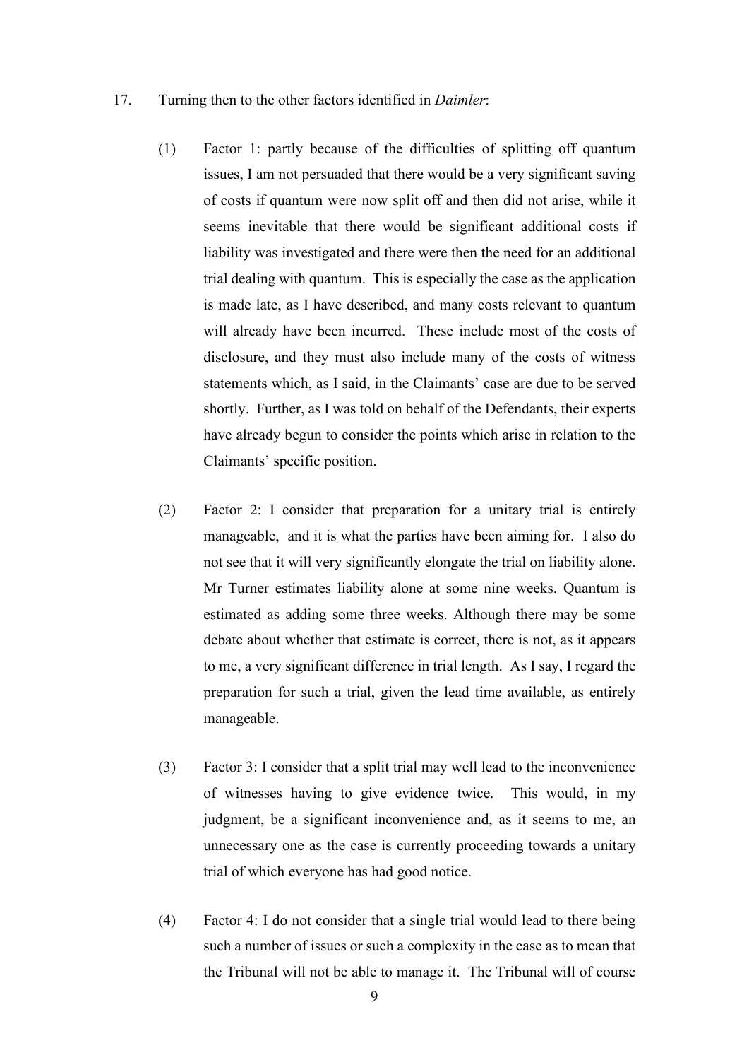17. Turning then to the other factors identified in *Daimler*:

   (1) Factor 1: partly because of the difficulties of splitting off quantum issues, I am not persuaded that there would be a very significant saving of costs if quantum were now split off and then did not arise, while it seems inevitable that there would be significant additional costs if liability was investigated and there were then the need for an additional trial dealing with quantum. This is especially the case as the application is made late, as I have described, and many costs relevant to quantum will already have been incurred. These include most of the costs of disclosure, and they must also include many of the costs of witness statements which, as I said, in the Claimants' case are due to be served shortly. Further, as I was told on behalf of the Defendants, their experts have already begun to consider the points which arise in relation to the Claimants' specific position.

   (2) Factor 2: I consider that preparation for a unitary trial is entirely manageable, and it is what the parties have been aiming for. I also do not see that it will very significantly elongate the trial on liability alone. Mr Turner estimates liability alone at some nine weeks. Quantum is estimated as adding some three weeks. Although there may be some debate about whether that estimate is correct, there is not, as it appears to me, a very significant difference in trial length. As I say, I regard the preparation for such a trial, given the lead time available, as entirely manageable.

   (3) Factor 3: I consider that a split trial may well lead to the inconvenience of witnesses having to give evidence twice. This would, in my judgment, be a significant inconvenience and, as it seems to me, an unnecessary one as the case is currently proceeding towards a unitary trial of which everyone has had good notice.

   (4) Factor 4: I do not consider that a single trial would lead to there being such a number of issues or such a complexity in the case as to mean that the Tribunal will not be able to manage it. The Tribunal will of course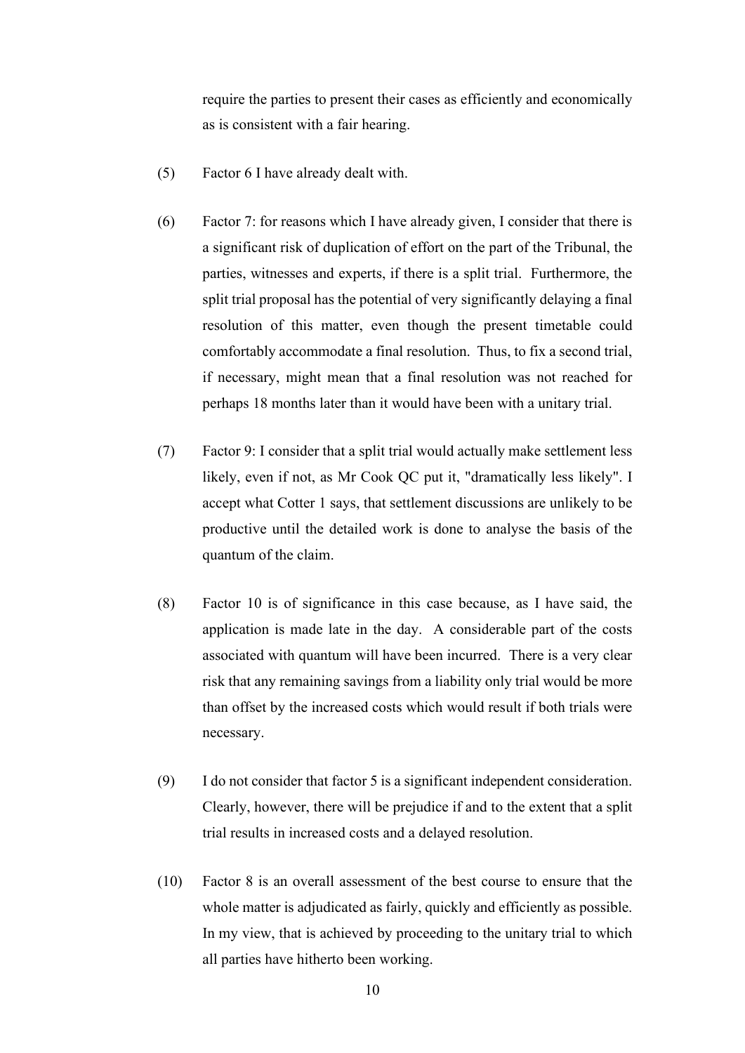require the parties to present their cases as efficiently and economically as is consistent with a fair hearing.

(5) Factor 6 I have already dealt with.

(6) Factor 7: for reasons which I have already given, I consider that there is a significant risk of duplication of effort on the part of the Tribunal, the parties, witnesses and experts, if there is a split trial. Furthermore, the split trial proposal has the potential of very significantly delaying a final resolution of this matter, even though the present timetable could comfortably accommodate a final resolution. Thus, to fix a second trial, if necessary, might mean that a final resolution was not reached for perhaps 18 months later than it would have been with a unitary trial.

(7) Factor 9: I consider that a split trial would actually make settlement less likely, even if not, as Mr Cook QC put it, "dramatically less likely". I accept what Cotter 1 says, that settlement discussions are unlikely to be productive until the detailed work is done to analyse the basis of the quantum of the claim.

(8) Factor 10 is of significance in this case because, as I have said, the application is made late in the day. A considerable part of the costs associated with quantum will have been incurred. There is a very clear risk that any remaining savings from a liability only trial would be more than offset by the increased costs which would result if both trials were necessary.

(9) I do not consider that factor 5 is a significant independent consideration. Clearly, however, there will be prejudice if and to the extent that a split trial results in increased costs and a delayed resolution.

(10) Factor 8 is an overall assessment of the best course to ensure that the whole matter is adjudicated as fairly, quickly and efficiently as possible. In my view, that is achieved by proceeding to the unitary trial to which all parties have hitherto been working.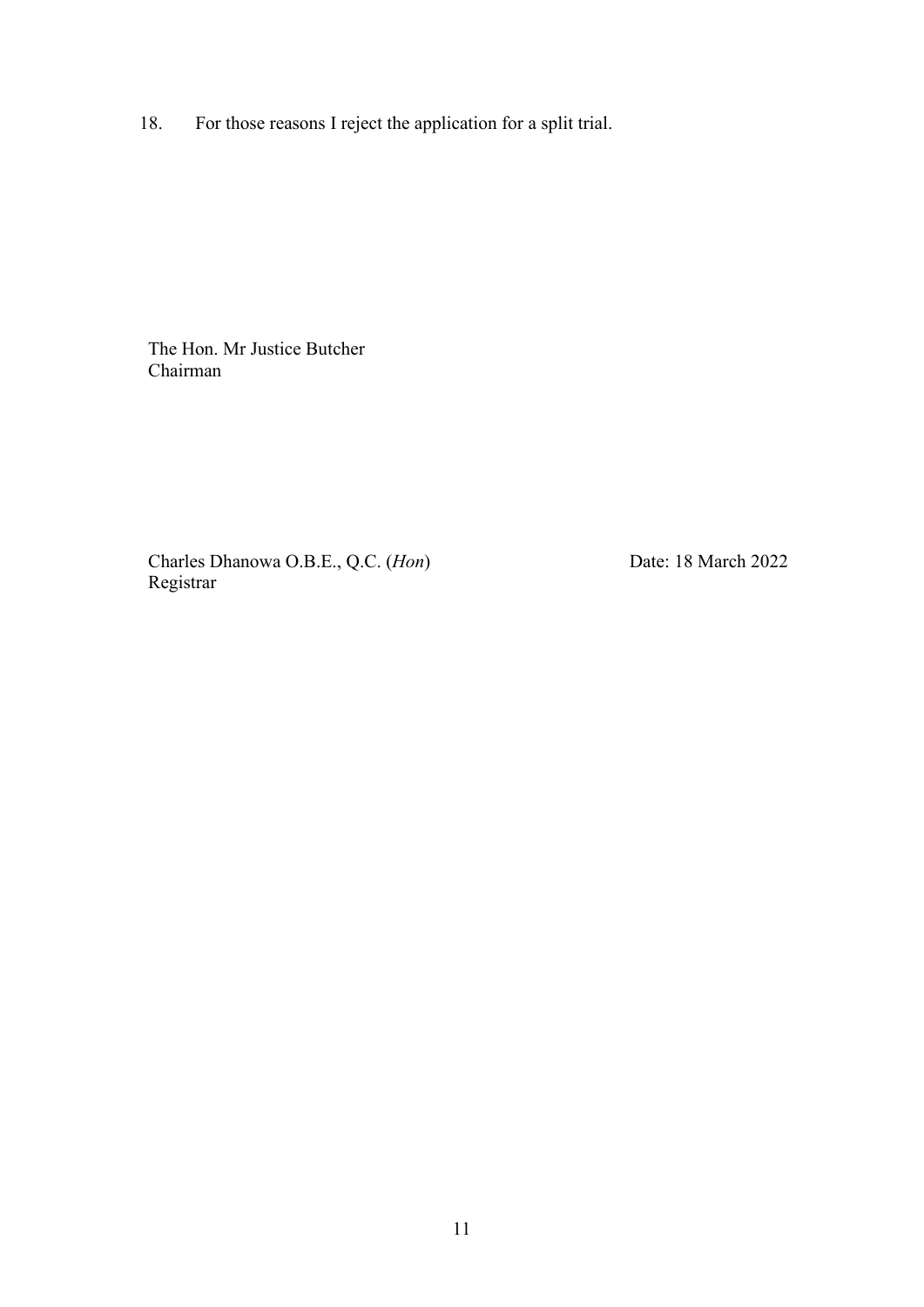18. For those reasons I reject the application for a split trial.

The Hon. Mr Justice Butcher
Chairman

Charles Dhanowa O.B.E., Q.C. (*Hon*)
Registrar

Date: 18 March 2022